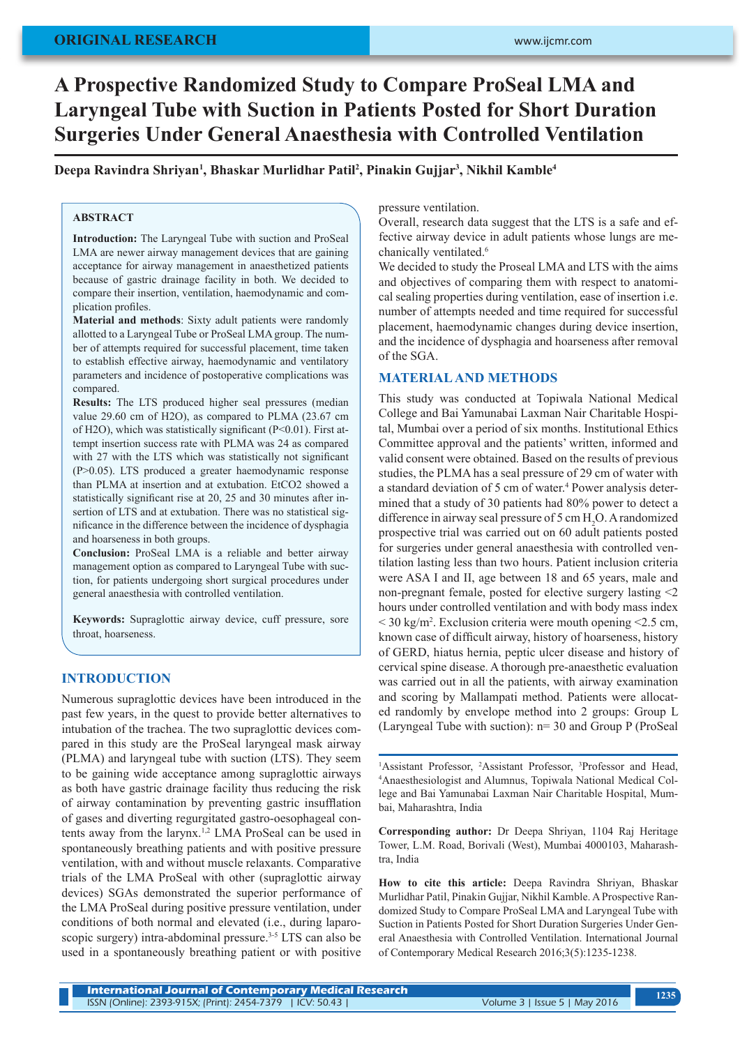ORIGINAL RESEARCH

# A Prospective Randomized Study to Compare ProSeal LMA and Laryngeal Tube with Suction in Patients Posted for Short Duration Surgeries Under General Anaesthesia with Controlled Ventilation

**Deepa Ravindra Shriyan[1], Bhaskar Murlidhar Patil[2], Pinakin Gujjar[3], Nikhil Kamble[4]**

## ABSTRACT

**Introduction:** The Laryngeal Tube with suction and ProSeal LMA are newer airway management devices that are gaining acceptance for airway management in anaesthetized patients because of gastric drainage facility in both. We decided to compare their insertion, ventilation, haemodynamic and complication profiles.

**Material and methods**: Sixty adult patients were randomly allotted to a Laryngeal Tube or ProSeal LMA group. The number of attempts required for successful placement, time taken to establish effective airway, haemodynamic and ventilatory parameters and incidence of postoperative complications was compared.

**Results:** The LTS produced higher seal pressures (median value 29.60 cm of H2O), as compared to PLMA (23.67 cm of H2O), which was statistically significant (P<0.01). First attempt insertion success rate with PLMA was 24 as compared with 27 with the LTS which was statistically not significant (P>0.05). LTS produced a greater haemodynamic response than PLMA at insertion and at extubation. EtCO2 showed a statistically significant rise at 20, 25 and 30 minutes after insertion of LTS and at extubation. There was no statistical significance in the difference between the incidence of dysphagia and hoarseness in both groups.

**Conclusion:** ProSeal LMA is a reliable and better airway management option as compared to Laryngeal Tube with suction, for patients undergoing short surgical procedures under general anaesthesia with controlled ventilation.

**Keywords:** Supraglottic airway device, cuff pressure, sore throat, hoarseness.

## INTRODUCTION

Numerous supraglottic devices have been introduced in the past few years, in the quest to provide better alternatives to intubation of the trachea. The two supraglottic devices compared in this study are the ProSeal laryngeal mask airway (PLMA) and laryngeal tube with suction (LTS). They seem to be gaining wide acceptance among supraglottic airways as both have gastric drainage facility thus reducing the risk of airway contamination by preventing gastric insufflation of gases and diverting regurgitated gastro-oesophageal contents away from the larynx.[1,2] LMA ProSeal can be used in spontaneously breathing patients and with positive pressure ventilation, with and without muscle relaxants. Comparative trials of the LMA ProSeal with other (supraglottic airway devices) SGAs demonstrated the superior performance of the LMA ProSeal during positive pressure ventilation, under conditions of both normal and elevated (i.e., during laparoscopic surgery) intra-abdominal pressure.[3-5] LTS can also be used in a spontaneously breathing patient or with positive pressure ventilation.

Overall, research data suggest that the LTS is a safe and effective airway device in adult patients whose lungs are mechanically ventilated.[6]

We decided to study the Proseal LMA and LTS with the aims and objectives of comparing them with respect to anatomical sealing properties during ventilation, ease of insertion i.e. number of attempts needed and time required for successful placement, haemodynamic changes during device insertion, and the incidence of dysphagia and hoarseness after removal of the SGA.

## MATERIAL AND METHODS

This study was conducted at Topiwala National Medical College and Bai Yamunabai Laxman Nair Charitable Hospital, Mumbai over a period of six months. Institutional Ethics Committee approval and the patients' written, informed and valid consent were obtained. Based on the results of previous studies, the PLMA has a seal pressure of 29 cm of water with a standard deviation of 5 cm of water.[4] Power analysis determined that a study of 30 patients had 80% power to detect a difference in airway seal pressure of 5 cm $H_2O$. A randomized prospective trial was carried out on 60 adult patients posted for surgeries under general anaesthesia with controlled ventilation lasting less than two hours. Patient inclusion criteria were ASA I and II, age between 18 and 65 years, male and non-pregnant female, posted for elective surgery lasting <2 hours under controlled ventilation and with body mass index < 30 kg/m$^2$. Exclusion criteria were mouth opening <2.5 cm, known case of difficult airway, history of hoarseness, history of GERD, hiatus hernia, peptic ulcer disease and history of cervical spine disease. A thorough pre-anaesthetic evaluation was carried out in all the patients, with airway examination and scoring by Mallampati method. Patients were allocated randomly by envelope method into 2 groups: Group L (Laryngeal Tube with suction): n= 30 and Group P (ProSeal

[1]Assistant Professor, [2]Assistant Professor, [3]Professor and Head, [4]Anaesthesiologist and Alumnus, Topiwala National Medical College and Bai Yamunabai Laxman Nair Charitable Hospital, Mumbai, Maharashtra, India

**Corresponding author:** Dr Deepa Shriyan, 1104 Raj Heritage Tower, L.M. Road, Borivali (West), Mumbai 4000103, Maharashtra, India

**How to cite this article:** Deepa Ravindra Shriyan, Bhaskar Murlidhar Patil, Pinakin Gujjar, Nikhil Kamble. A Prospective Randomized Study to Compare ProSeal LMA and Laryngeal Tube with Suction in Patients Posted for Short Duration Surgeries Under General Anaesthesia with Controlled Ventilation. International Journal of Contemporary Medical Research 2016;3(5):1235-1238.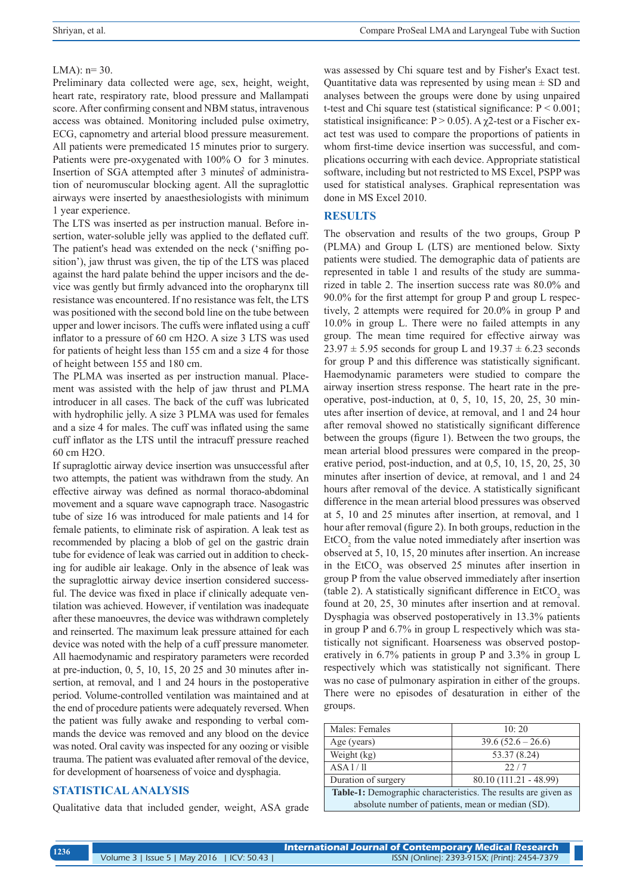LMA): n= 30.

Preliminary data collected were age, sex, height, weight, heart rate, respiratory rate, blood pressure and Mallampati score. After confirming consent and NBM status, intravenous access was obtained. Monitoring included pulse oximetry, ECG, capnometry and arterial blood pressure measurement. All patients were premedicated 15 minutes prior to surgery. Patients were pre-oxygenated with 100% $O_2$ for 3 minutes. Insertion of SGA attempted after 3 minutes of administration of neuromuscular blocking agent. All the supraglottic airways were inserted by anaesthesiologists with minimum 1 year experience.

The LTS was inserted as per instruction manual. Before insertion, water-soluble jelly was applied to the deflated cuff. The patient's head was extended on the neck ('sniffing position'), jaw thrust was given, the tip of the LTS was placed against the hard palate behind the upper incisors and the device was gently but firmly advanced into the oropharynx till resistance was encountered. If no resistance was felt, the LTS was positioned with the second bold line on the tube between upper and lower incisors. The cuffs were inflated using a cuff inflator to a pressure of 60 cm H2O. A size 3 LTS was used for patients of height less than 155 cm and a size 4 for those of height between 155 and 180 cm.

The PLMA was inserted as per instruction manual. Placement was assisted with the help of jaw thrust and PLMA introducer in all cases. The back of the cuff was lubricated with hydrophilic jelly. A size 3 PLMA was used for females and a size 4 for males. The cuff was inflated using the same cuff inflator as the LTS until the intracuff pressure reached 60 cm H2O.

If supraglottic airway device insertion was unsuccessful after two attempts, the patient was withdrawn from the study. An effective airway was defined as normal thoraco-abdominal movement and a square wave capnograph trace. Nasogastric tube of size 16 was introduced for male patients and 14 for female patients, to eliminate risk of aspiration. A leak test as recommended by placing a blob of gel on the gastric drain tube for evidence of leak was carried out in addition to checking for audible air leakage. Only in the absence of leak was the supraglottic airway device insertion considered successful. The device was fixed in place if clinically adequate ventilation was achieved. However, if ventilation was inadequate after these manoeuvres, the device was withdrawn completely and reinserted. The maximum leak pressure attained for each device was noted with the help of a cuff pressure manometer. All haemodynamic and respiratory parameters were recorded at pre-induction, 0, 5, 10, 15, 20 25 and 30 minutes after insertion, at removal, and 1 and 24 hours in the postoperative period. Volume-controlled ventilation was maintained and at the end of procedure patients were adequately reversed. When the patient was fully awake and responding to verbal commands the device was removed and any blood on the device was noted. Oral cavity was inspected for any oozing or visible trauma. The patient was evaluated after removal of the device, for development of hoarseness of voice and dysphagia.

## STATISTICAL ANALYSIS

Qualitative data that included gender, weight, ASA grade was assessed by Chi square test and by Fisher's Exact test. Quantitative data was represented by using mean ± SD and analyses between the groups were done by using unpaired t-test and Chi square test (statistical significance: $P < 0.001$; statistical insignificance: $P > 0.05$). A $\chi 2$-test or a Fischer exact test was used to compare the proportions of patients in whom first-time device insertion was successful, and complications occurring with each device. Appropriate statistical software, including but not restricted to MS Excel, PSPP was used for statistical analyses. Graphical representation was done in MS Excel 2010.

## RESULTS

The observation and results of the two groups, Group P (PLMA) and Group L (LTS) are mentioned below. Sixty patients were studied. The demographic data of patients are represented in table 1 and results of the study are summarized in table 2. The insertion success rate was 80.0% and 90.0% for the first attempt for group P and group L respectively, 2 attempts were required for 20.0% in group P and 10.0% in group L. There were no failed attempts in any group. The mean time required for effective airway was 23.97 ± 5.95 seconds for group L and 19.37 ± 6.23 seconds for group P and this difference was statistically significant. Haemodynamic parameters were studied to compare the airway insertion stress response. The heart rate in the preoperative, post-induction, at 0, 5, 10, 15, 20, 25, 30 minutes after insertion of device, at removal, and 1 and 24 hour after removal showed no statistically significant difference between the groups (figure 1). Between the two groups, the mean arterial blood pressures were compared in the preoperative period, post-induction, and at 0,5, 10, 15, 20, 25, 30 minutes after insertion of device, at removal, and 1 and 24 hours after removal of the device. A statistically significant difference in the mean arterial blood pressures was observed at 5, 10 and 25 minutes after insertion, at removal, and 1 hour after removal (figure 2). In both groups, reduction in the $EtCO_2$ from the value noted immediately after insertion was observed at 5, 10, 15, 20 minutes after insertion. An increase in the $EtCO_2$ was observed 25 minutes after insertion in group P from the value observed immediately after insertion (table 2). A statistically significant difference in $EtCO_2$ was found at 20, 25, 30 minutes after insertion and at removal. Dysphagia was observed postoperatively in 13.3% patients in group P and 6.7% in group L respectively which was statistically not significant. Hoarseness was observed postoperatively in 6.7% patients in group P and 3.3% in group L respectively which was statistically not significant. There was no case of pulmonary aspiration in either of the groups. There were no episodes of desaturation in either of the groups.

| Males: Females | 10: 20 |
|---|---|
| Age (years) | 39.6 (52.6 – 26.6) |
| Weight (kg) | 53.37 (8.24) |
| ASA I / II | 22 / 7 |
| Duration of surgery | 80.10 (111.21 - 48.99) |

**Table-1:** Demographic characteristics. The results are given as absolute number of patients, mean or median (SD).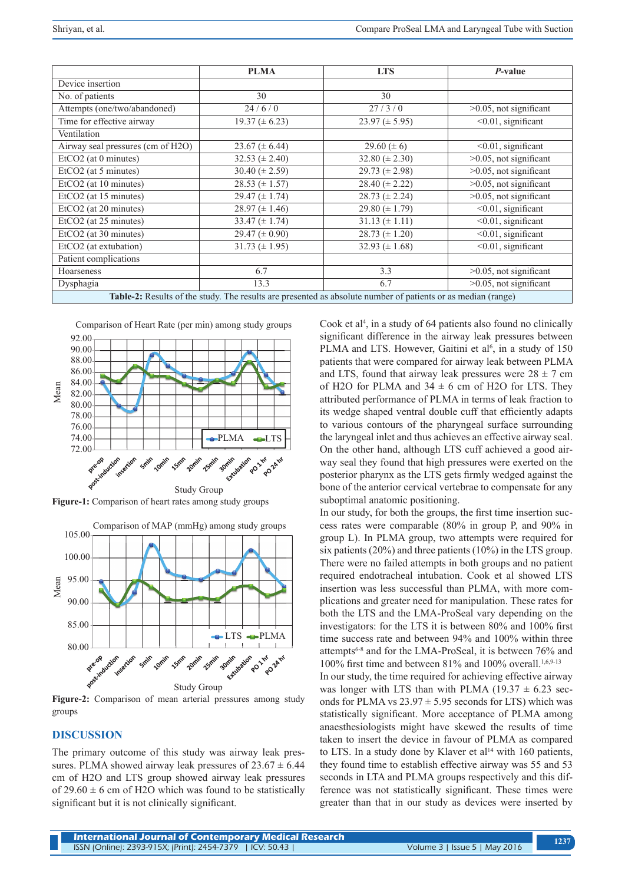| | PLMA | LTS | *P*-value |
|---|---|---|---|
| Device insertion | | | |
| No. of patients | 30 | 30 | |
| Attempts (one/two/abandoned) | 24 / 6 / 0 | 27 / 3 / 0 | >0.05, not significant |
| Time for effective airway | 19.37 (± 6.23) | 23.97 (± 5.95) | <0.01, significant |
| Ventilation | | | |
| Airway seal pressures (cm of H2O) | 23.67 (± 6.44) | 29.60 (± 6) | <0.01, significant |
| EtCO2 (at 0 minutes) | 32.53 (± 2.40) | 32.80 (± 2.30) | >0.05, not significant |
| EtCO2 (at 5 minutes) | 30.40 (± 2.59) | 29.73 (± 2.98) | >0.05, not significant |
| EtCO2 (at 10 minutes) | 28.53 (± 1.57) | 28.40 (± 2.22) | >0.05, not significant |
| EtCO2 (at 15 minutes) | 29.47 (± 1.74) | 28.73 (± 2.24) | >0.05, not significant |
| EtCO2 (at 20 minutes) | 28.97 (± 1.46) | 29.80 (± 1.79) | <0.01, significant |
| EtCO2 (at 25 minutes) | 33.47 (± 1.74) | 31.13 (± 1.11) | <0.01, significant |
| EtCO2 (at 30 minutes) | 29.47 (± 0.90) | 28.73 (± 1.20) | <0.01, significant |
| EtCO2 (at extubation) | 31.73 (± 1.95) | 32.93 (± 1.68) | <0.01, significant |
| Patient complications | | | |
| Hoarseness | 6.7 | 3.3 | >0.05, not significant |
| Dysphagia | 13.3 | 6.7 | >0.05, not significant |

**Table-2:** Results of the study. The results are presented as absolute number of patients or as median (range)

**Figure-1:** Comparison of heart rates among study groups

**Figure-2:** Comparison of mean arterial pressures among study groups

## DISCUSSION

The primary outcome of this study was airway leak pressures. PLMA showed airway leak pressures of 23.67 ± 6.44 cm of H2O and LTS group showed airway leak pressures of 29.60 ± 6 cm of H2O which was found to be statistically significant but it is not clinically significant.

Cook et al[4], in a study of 64 patients also found no clinically significant difference in the airway leak pressures between PLMA and LTS. However, Gaitini et al[6], in a study of 150 patients that were compared for airway leak between PLMA and LTS, found that airway leak pressures were 28 ± 7 cm of H2O for PLMA and 34 ± 6 cm of H2O for LTS. They attributed performance of PLMA in terms of leak fraction to its wedge shaped ventral double cuff that efficiently adapts to various contours of the pharyngeal surface surrounding the laryngeal inlet and thus achieves an effective airway seal. On the other hand, although LTS cuff achieved a good airway seal they found that high pressures were exerted on the posterior pharynx as the LTS gets firmly wedged against the bone of the anterior cervical vertebrae to compensate for any suboptimal anatomic positioning.

In our study, for both the groups, the first time insertion success rates were comparable (80% in group P, and 90% in group L). In PLMA group, two attempts were required for six patients (20%) and three patients (10%) in the LTS group. There were no failed attempts in both groups and no patient required endotracheal intubation. Cook et al showed LTS insertion was less successful than PLMA, with more complications and greater need for manipulation. These rates for both the LTS and the LMA-ProSeal vary depending on the investigators: for the LTS it is between 80% and 100% first time success rate and between 94% and 100% within three attempts[6-8] and for the LMA-ProSeal, it is between 76% and 100% first time and between 81% and 100% first time overall.[1,6,9-13]

In our study, the time required for achieving effective airway was longer with LTS than with PLMA (19.37 ± 6.23 seconds for PLMA vs 23.97 ± 5.95 seconds for LTS) which was statistically significant. More acceptance of PLMA among anaesthesiologists might have skewed the results of time taken to insert the device in favour of PLMA as compared to LTS. In a study done by Klaver et al[14] with 160 patients, they found time to establish effective airway was 55 and 53 seconds in LTA and PLMA groups respectively and this difference was not statistically significant. These times were greater than that in our study as devices were inserted by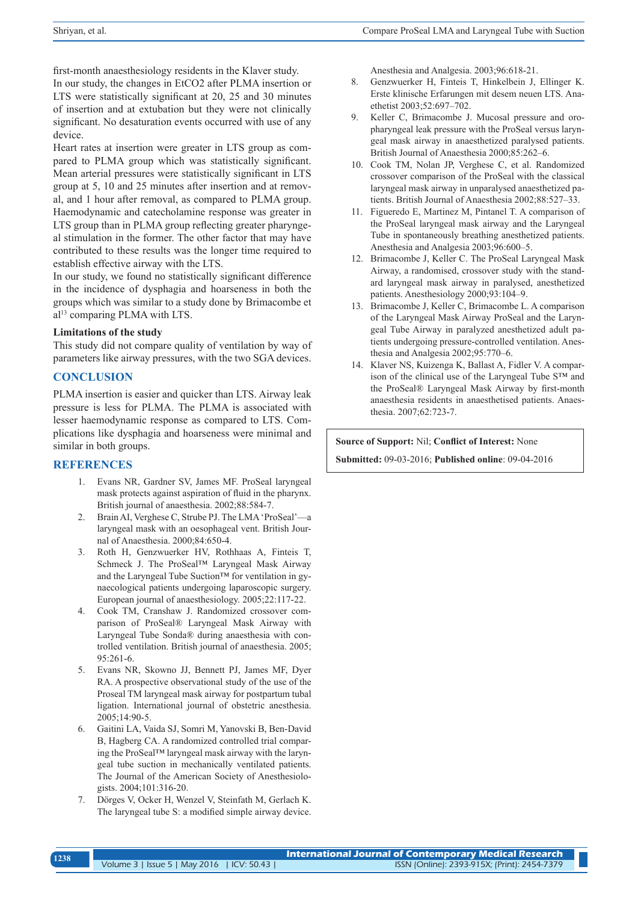first-month anaesthesiology residents in the Klaver study.

In our study, the changes in EtCO2 after PLMA insertion or LTS were statistically significant at 20, 25 and 30 minutes of insertion and at extubation but they were not clinically significant. No desaturation events occurred with use of any device.

Heart rates at insertion were greater in LTS group as compared to PLMA group which was statistically significant. Mean arterial pressures were statistically significant in LTS group at 5, 10 and 25 minutes after insertion and at removal, and 1 hour after removal, as compared to PLMA group. Haemodynamic and catecholamine response was greater in LTS group than in PLMA group reflecting greater pharyngeal stimulation in the former. The other factor that may have contributed to these results was the longer time required to establish effective airway with the LTS.

In our study, we found no statistically significant difference in the incidence of dysphagia and hoarseness in both the groups which was similar to a study done by Brimacombe et al[13] comparing PLMA with LTS.

### Limitations of the study

This study did not compare quality of ventilation by way of parameters like airway pressures, with the two SGA devices.

## CONCLUSION

PLMA insertion is easier and quicker than LTS. Airway leak pressure is less for PLMA. The PLMA is associated with lesser haemodynamic response as compared to LTS. Complications like dysphagia and hoarseness were minimal and similar in both groups.

## REFERENCES

1. Evans NR, Gardner SV, James MF. ProSeal laryngeal mask protects against aspiration of fluid in the pharynx. British journal of anaesthesia. 2002;88:584-7.
2. Brain AI, Verghese C, Strube PJ. The LMA 'ProSeal'—a laryngeal mask with an oesophageal vent. British Journal of Anaesthesia. 2000;84:650-4.
3. Roth H, Genzwuerker HV, Rothhaas A, Finteis T, Schmeck J. The ProSeal™ Laryngeal Mask Airway and the Laryngeal Tube Suction™ for ventilation in gynaecological patients undergoing laparoscopic surgery. European journal of anaesthesiology. 2005;22:117-22.
4. Cook TM, Cranshaw J. Randomized crossover comparison of ProSeal® Laryngeal Mask Airway with Laryngeal Tube Sonda® during anaesthesia with controlled ventilation. British journal of anaesthesia. 2005; 95:261-6.
5. Evans NR, Skowno JJ, Bennett PJ, James MF, Dyer RA. A prospective observational study of the use of the Proseal TM laryngeal mask airway for postpartum tubal ligation. International journal of obstetric anesthesia. 2005;14:90-5.
6. Gaitini LA, Vaida SJ, Somri M, Yanovski B, Ben-David B, Hagberg CA. A randomized controlled trial comparing the ProSeal™ laryngeal mask airway with the laryngeal tube suction in mechanically ventilated patients. The Journal of the American Society of Anesthesiologists. 2004;101:316-20.
7. Dörges V, Ocker H, Wenzel V, Steinfath M, Gerlach K. The laryngeal tube S: a modified simple airway device. Anesthesia and Analgesia. 2003;96:618-21.
8. Genzwuerker H, Finteis T, Hinkelbein J, Ellinger K. Erste klinische Erfarungen mit desem neuen LTS. Anaethetist 2003;52:697–702.
9. Keller C, Brimacombe J. Mucosal pressure and oropharyngeal leak pressure with the ProSeal versus laryngeal mask airway in anaesthetized paralysed patients. British Journal of Anaesthesia 2000;85:262–6.
10. Cook TM, Nolan JP, Verghese C, et al. Randomized crossover comparison of the ProSeal with the classical laryngeal mask airway in unparalysed anaesthetized patients. British Journal of Anaesthesia 2002;88:527–33.
11. Figueredo E, Martinez M, Pintanel T. A comparison of the ProSeal laryngeal mask airway and the Laryngeal Tube in spontaneously breathing anesthetized patients. Anesthesia and Analgesia 2003;96:600–5.
12. Brimacombe J, Keller C. The ProSeal Laryngeal Mask Airway, a randomised, crossover study with the standard laryngeal mask airway in paralysed, anesthetized patients. Anesthesiology 2000;93:104–9.
13. Brimacombe J, Keller C, Brimacombe L. A comparison of the Laryngeal Mask Airway ProSeal and the Laryngeal Tube Airway in paralyzed anesthetized adult patients undergoing pressure-controlled ventilation. Anesthesia and Analgesia 2002;95:770–6.
14. Klaver NS, Kuizenga K, Ballast A, Fidler V. A comparison of the clinical use of the Laryngeal Tube S™ and the ProSeal® Laryngeal Mask Airway by first-month anaesthesia residents in anaesthetised patients. Anaesthesia. 2007;62:723-7.

**Source of Support:** Nil; **Conflict of Interest:** None

**Submitted:** 09-03-2016; **Published online**: 09-04-2016